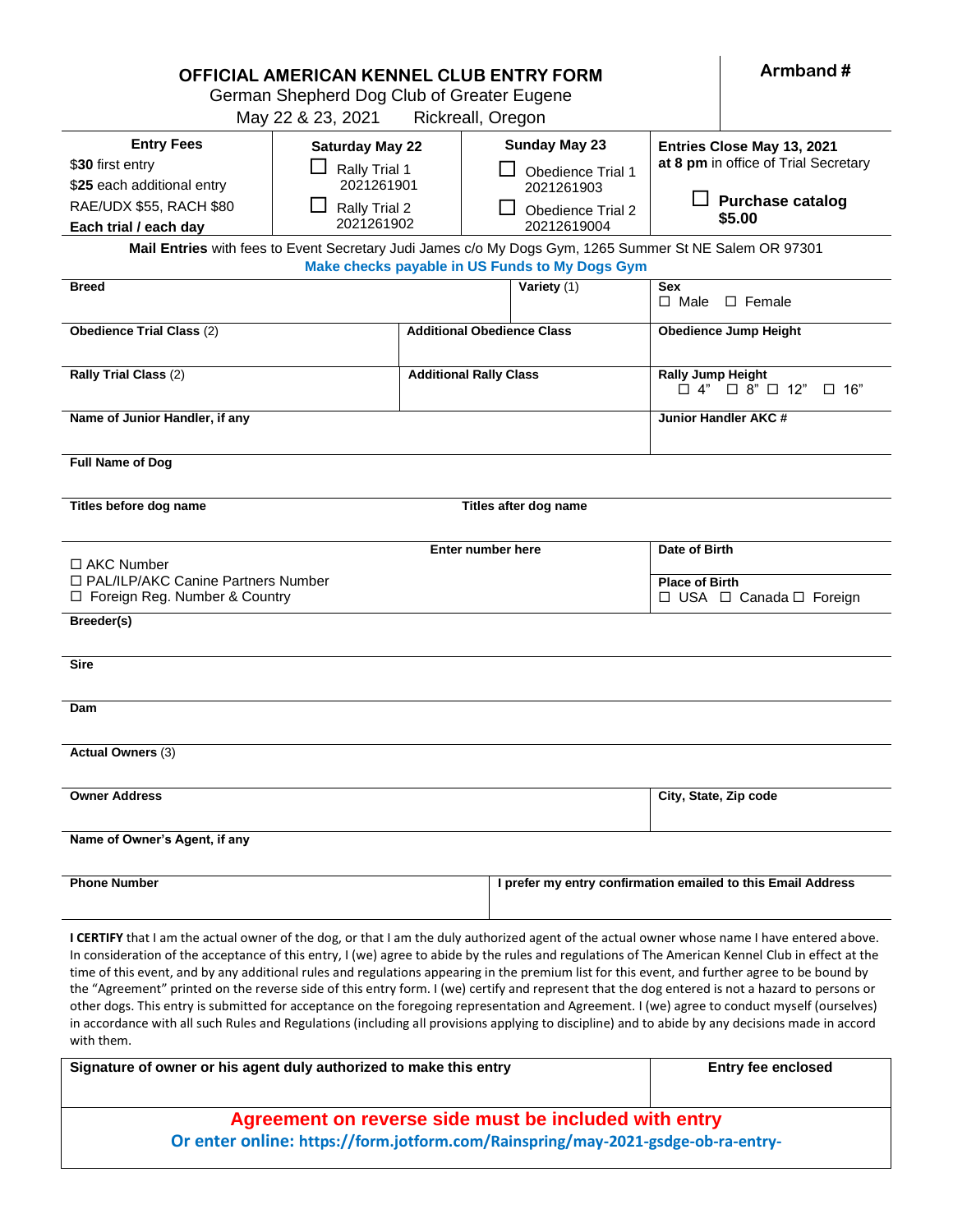# OFFICIAL AMERICAN KENNEL CLUB ENTRY FORM

German Shepherd Dog Club of Greater Eugene

May 22 & 23, 2021 Rickreall, Oregon

**Armband #**

| Entry Fees | Saturday May 22 | Sunday May 23 | Entries Close May 13, 2021 at 8 pm in office of Trial Secretary |
|---|---|---|---|
| $**30** first entry<br>$**25** each additional entry<br>RAE/UDX $55, RACH $80<br>**Each trial / each day** | ☐ Rally Trial 1 2021261901<br>☐ Rally Trial 2 2021261902 | ☐ Obedience Trial 1 2021261903<br>☐ Obedience Trial 2 20212619004 | ☐ **Purchase catalog $5.00** |

**Mail Entries** with fees to Event Secretary Judi James c/o My Dogs Gym, 1265 Summer St NE Salem OR 97301

**Make checks payable in US Funds to My Dogs Gym**

| **Breed** | **Variety** (1) | **Sex** ☐ Male ☐ Female |
|---|---|---|
| **Obedience Trial Class** (2) | **Additional Obedience Class** | **Obedience Jump Height** |
| **Rally Trial Class** (2) | **Additional Rally Class** | **Rally Jump Height** ☐ 4" ☐ 8" ☐ 12" ☐ 16" |
| **Name of Junior Handler, if any** | | **Junior Handler AKC #** |

**Full Name of Dog**

**Titles before dog name** | **Titles after dog name**

| ☐ AKC Number<br>☐ PAL/ILP/AKC Canine Partners Number<br>☐ Foreign Reg. Number & Country | **Enter number here** | **Date of Birth**<br><br>**Place of Birth** ☐ USA ☐ Canada ☐ Foreign |
|---|---|---|

**Breeder(s)**

**Sire**

**Dam**

**Actual Owners** (3)

**Owner Address** | **City, State, Zip code**

**Name of Owner's Agent, if any**

**Phone Number** | **I prefer my entry confirmation emailed to this Email Address**

**I CERTIFY** that I am the actual owner of the dog, or that I am the duly authorized agent of the actual owner whose name I have entered above. In consideration of the acceptance of this entry, I (we) agree to abide by the rules and regulations of The American Kennel Club in effect at the time of this event, and by any additional rules and regulations appearing in the premium list for this event, and further agree to be bound by the "Agreement" printed on the reverse side of this entry form. I (we) certify and represent that the dog entered is not a hazard to persons or other dogs. This entry is submitted for acceptance on the foregoing representation and Agreement. I (we) agree to conduct myself (ourselves) in accordance with all such Rules and Regulations (including all provisions applying to discipline) and to abide by any decisions made in accord with them.

| **Signature of owner or his agent duly authorized to make this entry** | **Entry fee enclosed** |
|---|---|
| | |

**Agreement on reverse side must be included with entry**

**Or enter online: https://form.jotform.com/Rainspring/may-2021-gsdge-ob-ra-entry-**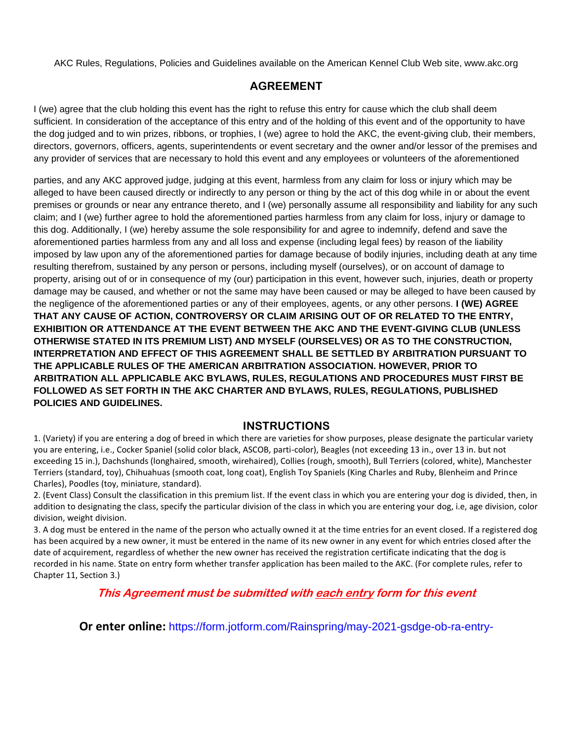AKC Rules, Regulations, Policies and Guidelines available on the American Kennel Club Web site, www.akc.org

## AGREEMENT

I (we) agree that the club holding this event has the right to refuse this entry for cause which the club shall deem sufficient. In consideration of the acceptance of this entry and of the holding of this event and of the opportunity to have the dog judged and to win prizes, ribbons, or trophies, I (we) agree to hold the AKC, the event-giving club, their members, directors, governors, officers, agents, superintendents or event secretary and the owner and/or lessor of the premises and any provider of services that are necessary to hold this event and any employees or volunteers of the aforementioned parties, and any AKC approved judge, judging at this event, harmless from any claim for loss or injury which may be alleged to have been caused directly or indirectly to any person or thing by the act of this dog while in or about the event premises or grounds or near any entrance thereto, and I (we) personally assume all responsibility and liability for any such claim; and I (we) further agree to hold the aforementioned parties harmless from any claim for loss, injury or damage to this dog. Additionally, I (we) hereby assume the sole responsibility for and agree to indemnify, defend and save the aforementioned parties harmless from any and all loss and expense (including legal fees) by reason of the liability imposed by law upon any of the aforementioned parties for damage because of bodily injuries, including death at any time resulting therefrom, sustained by any person or persons, including myself (ourselves), or on account of damage to property, arising out of or in consequence of my (our) participation in this event, however such, injuries, death or property damage may be caused, and whether or not the same may have been caused or may be alleged to have been caused by the negligence of the aforementioned parties or any of their employees, agents, or any other persons. **I (WE) AGREE THAT ANY CAUSE OF ACTION, CONTROVERSY OR CLAIM ARISING OUT OF OR RELATED TO THE ENTRY, EXHIBITION OR ATTENDANCE AT THE EVENT BETWEEN THE AKC AND THE EVENT-GIVING CLUB (UNLESS OTHERWISE STATED IN ITS PREMIUM LIST) AND MYSELF (OURSELVES) OR AS TO THE CONSTRUCTION, INTERPRETATION AND EFFECT OF THIS AGREEMENT SHALL BE SETTLED BY ARBITRATION PURSUANT TO THE APPLICABLE RULES OF THE AMERICAN ARBITRATION ASSOCIATION. HOWEVER, PRIOR TO ARBITRATION ALL APPLICABLE AKC BYLAWS, RULES, REGULATIONS AND PROCEDURES MUST FIRST BE FOLLOWED AS SET FORTH IN THE AKC CHARTER AND BYLAWS, RULES, REGULATIONS, PUBLISHED POLICIES AND GUIDELINES.**

## INSTRUCTIONS

1. (Variety) if you are entering a dog of breed in which there are varieties for show purposes, please designate the particular variety you are entering, i.e., Cocker Spaniel (solid color black, ASCOB, parti-color), Beagles (not exceeding 13 in., over 13 in. but not exceeding 15 in.), Dachshunds (longhaired, smooth, wirehaired), Collies (rough, smooth), Bull Terriers (colored, white), Manchester Terriers (standard, toy), Chihuahuas (smooth coat, long coat), English Toy Spaniels (King Charles and Ruby, Blenheim and Prince Charles), Poodles (toy, miniature, standard).
2. (Event Class) Consult the classification in this premium list. If the event class in which you are entering your dog is divided, then, in addition to designating the class, specify the particular division of the class in which you are entering your dog, i.e, age division, color division, weight division.
3. A dog must be entered in the name of the person who actually owned it at the time entries for an event closed. If a registered dog has been acquired by a new owner, it must be entered in the name of its new owner in any event for which entries closed after the date of acquirement, regardless of whether the new owner has received the registration certificate indicating that the dog is recorded in his name. State on entry form whether transfer application has been mailed to the AKC. (For complete rules, refer to Chapter 11, Section 3.)

***This Agreement must be submitted with each entry form for this event***

**Or enter online:** https://form.jotform.com/Rainspring/may-2021-gsdge-ob-ra-entry-